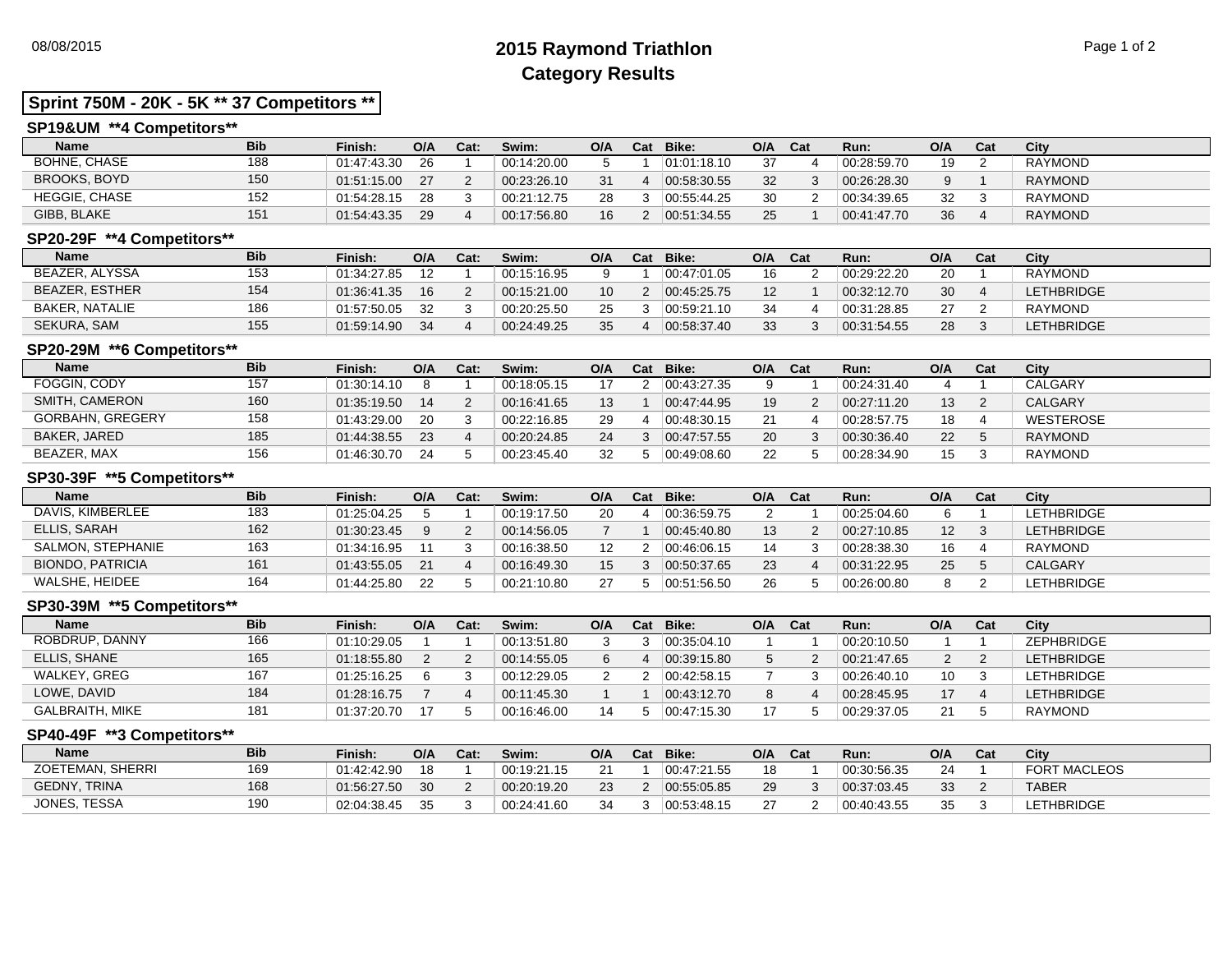# 2015 Raymond Triathlon
## Category Results

08/08/2015

**Sprint 750M - 20K - 5K ** 37 Competitors ****

### SP19&UM **4 Competitors**

| Name | Bib | Finish: | O/A | Cat: | Swim: | O/A | Cat | Bike: | O/A | Cat | Run: | O/A | Cat | City |
|---|---|---|---|---|---|---|---|---|---|---|---|---|---|---|
| BOHNE, CHASE | 188 | 01:47:43.30 | 26 | 1 | 00:14:20.00 | 5 | 1 | 01:01:18.10 | 37 | 4 | 00:28:59.70 | 19 | 2 | RAYMOND |
| BROOKS, BOYD | 150 | 01:51:15.00 | 27 | 2 | 00:23:26.10 | 31 | 4 | 00:58:30.55 | 32 | 3 | 00:26:28.30 | 9 | 1 | RAYMOND |
| HEGGIE, CHASE | 152 | 01:54:28.15 | 28 | 3 | 00:21:12.75 | 28 | 3 | 00:55:44.25 | 30 | 2 | 00:34:39.65 | 32 | 3 | RAYMOND |
| GIBB, BLAKE | 151 | 01:54:43.35 | 29 | 4 | 00:17:56.80 | 16 | 2 | 00:51:34.55 | 25 | 1 | 00:41:47.70 | 36 | 4 | RAYMOND |

### SP20-29F **4 Competitors**

| Name | Bib | Finish: | O/A | Cat: | Swim: | O/A | Cat | Bike: | O/A | Cat | Run: | O/A | Cat | City |
|---|---|---|---|---|---|---|---|---|---|---|---|---|---|---|
| BEAZER, ALYSSA | 153 | 01:34:27.85 | 12 | 1 | 00:15:16.95 | 9 | 1 | 00:47:01.05 | 16 | 2 | 00:29:22.20 | 20 | 1 | RAYMOND |
| BEAZER, ESTHER | 154 | 01:36:41.35 | 16 | 2 | 00:15:21.00 | 10 | 2 | 00:45:25.75 | 12 | 1 | 00:32:12.70 | 30 | 4 | LETHBRIDGE |
| BAKER, NATALIE | 186 | 01:57:50.05 | 32 | 3 | 00:20:25.50 | 25 | 3 | 00:59:21.10 | 34 | 4 | 00:31:28.85 | 27 | 2 | RAYMOND |
| SEKURA, SAM | 155 | 01:59:14.90 | 34 | 4 | 00:24:49.25 | 35 | 4 | 00:58:37.40 | 33 | 3 | 00:31:54.55 | 28 | 3 | LETHBRIDGE |

### SP20-29M **6 Competitors**

| Name | Bib | Finish: | O/A | Cat: | Swim: | O/A | Cat | Bike: | O/A | Cat | Run: | O/A | Cat | City |
|---|---|---|---|---|---|---|---|---|---|---|---|---|---|---|
| FOGGIN, CODY | 157 | 01:30:14.10 | 8 | 1 | 00:18:05.15 | 17 | 2 | 00:43:27.35 | 9 | 1 | 00:24:31.40 | 4 | 1 | CALGARY |
| SMITH, CAMERON | 160 | 01:35:19.50 | 14 | 2 | 00:16:41.65 | 13 | 1 | 00:47:44.95 | 19 | 2 | 00:27:11.20 | 13 | 2 | CALGARY |
| GORBAHN, GREGERY | 158 | 01:43:29.00 | 20 | 3 | 00:22:16.85 | 29 | 4 | 00:48:30.15 | 21 | 4 | 00:28:57.75 | 18 | 4 | WESTEROSE |
| BAKER, JARED | 185 | 01:44:38.55 | 23 | 4 | 00:20:24.85 | 24 | 3 | 00:47:57.55 | 20 | 3 | 00:30:36.40 | 22 | 5 | RAYMOND |
| BEAZER, MAX | 156 | 01:46:30.70 | 24 | 5 | 00:23:45.40 | 32 | 5 | 00:49:08.60 | 22 | 5 | 00:28:34.90 | 15 | 3 | RAYMOND |

### SP30-39F **5 Competitors**

| Name | Bib | Finish: | O/A | Cat: | Swim: | O/A | Cat | Bike: | O/A | Cat | Run: | O/A | Cat | City |
|---|---|---|---|---|---|---|---|---|---|---|---|---|---|---|
| DAVIS, KIMBERLEE | 183 | 01:25:04.25 | 5 | 1 | 00:19:17.50 | 20 | 4 | 00:36:59.75 | 2 | 1 | 00:25:04.60 | 6 | 1 | LETHBRIDGE |
| ELLIS, SARAH | 162 | 01:30:23.45 | 9 | 2 | 00:14:56.05 | 7 | 1 | 00:45:40.80 | 13 | 2 | 00:27:10.85 | 12 | 3 | LETHBRIDGE |
| SALMON, STEPHANIE | 163 | 01:34:16.95 | 11 | 3 | 00:16:38.50 | 12 | 2 | 00:46:06.15 | 14 | 3 | 00:28:38.30 | 16 | 4 | RAYMOND |
| BIONDO, PATRICIA | 161 | 01:43:55.05 | 21 | 4 | 00:16:49.30 | 15 | 3 | 00:50:37.65 | 23 | 4 | 00:31:22.95 | 25 | 5 | CALGARY |
| WALSHE, HEIDEE | 164 | 01:44:25.80 | 22 | 5 | 00:21:10.80 | 27 | 5 | 00:51:56.50 | 26 | 5 | 00:26:00.80 | 8 | 2 | LETHBRIDGE |

### SP30-39M **5 Competitors**

| Name | Bib | Finish: | O/A | Cat: | Swim: | O/A | Cat | Bike: | O/A | Cat | Run: | O/A | Cat | City |
|---|---|---|---|---|---|---|---|---|---|---|---|---|---|---|
| ROBDRUP, DANNY | 166 | 01:10:29.05 | 1 | 1 | 00:13:51.80 | 3 | 3 | 00:35:04.10 | 1 | 1 | 00:20:10.50 | 1 | 1 | ZEPHBRIDGE |
| ELLIS, SHANE | 165 | 01:18:55.80 | 2 | 2 | 00:14:55.05 | 6 | 4 | 00:39:15.80 | 5 | 2 | 00:21:47.65 | 2 | 2 | LETHBRIDGE |
| WALKEY, GREG | 167 | 01:25:16.25 | 6 | 3 | 00:12:29.05 | 2 | 2 | 00:42:58.15 | 7 | 3 | 00:26:40.10 | 10 | 3 | LETHBRIDGE |
| LOWE, DAVID | 184 | 01:28:16.75 | 7 | 4 | 00:11:45.30 | 1 | 1 | 00:43:12.70 | 8 | 4 | 00:28:45.95 | 17 | 4 | LETHBRIDGE |
| GALBRAITH, MIKE | 181 | 01:37:20.70 | 17 | 5 | 00:16:46.00 | 14 | 5 | 00:47:15.30 | 17 | 5 | 00:29:37.05 | 21 | 5 | RAYMOND |

### SP40-49F **3 Competitors**

| Name | Bib | Finish: | O/A | Cat: | Swim: | O/A | Cat | Bike: | O/A | Cat | Run: | O/A | Cat | City |
|---|---|---|---|---|---|---|---|---|---|---|---|---|---|---|
| ZOETEMAN, SHERRI | 169 | 01:42:42.90 | 18 | 1 | 00:19:21.15 | 21 | 1 | 00:47:21.55 | 18 | 1 | 00:30:56.35 | 24 | 1 | FORT MACLEOS |
| GEDNY, TRINA | 168 | 01:56:27.50 | 30 | 2 | 00:20:19.20 | 23 | 2 | 00:55:05.85 | 29 | 3 | 00:37:03.45 | 33 | 2 | TABER |
| JONES, TESSA | 190 | 02:04:38.45 | 35 | 3 | 00:24:41.60 | 34 | 3 | 00:53:48.15 | 27 | 2 | 00:40:43.55 | 35 | 3 | LETHBRIDGE |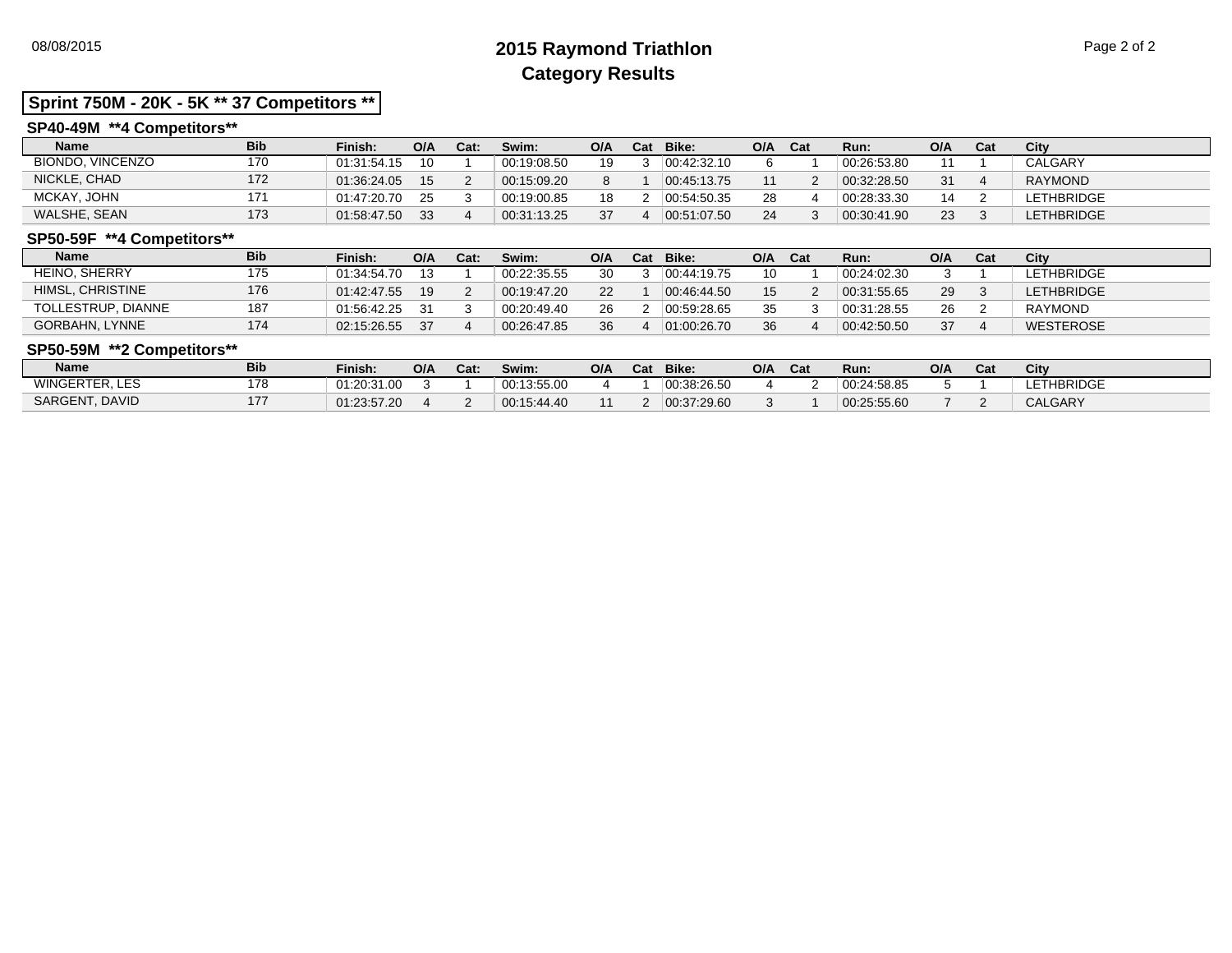# 2015 Raymond Triathlon
## Category Results

### Sprint 750M - 20K - 5K ** 37 Competitors **

#### SP40-49M **4 Competitors**

| Name | Bib | Finish: | O/A | Cat: | Swim: | O/A | Cat | Bike: | O/A | Cat | Run: | O/A | Cat | City |
|---|---|---|---|---|---|---|---|---|---|---|---|---|---|---|
| BIONDO, VINCENZO | 170 | 01:31:54.15 | 10 | 1 | 00:19:08.50 | 19 | 3 | 00:42:32.10 | 6 | 1 | 00:26:53.80 | 11 | 1 | CALGARY |
| NICKLE, CHAD | 172 | 01:36:24.05 | 15 | 2 | 00:15:09.20 | 8 | 1 | 00:45:13.75 | 11 | 2 | 00:32:28.50 | 31 | 4 | RAYMOND |
| MCKAY, JOHN | 171 | 01:47:20.70 | 25 | 3 | 00:19:00.85 | 18 | 2 | 00:54:50.35 | 28 | 4 | 00:28:33.30 | 14 | 2 | LETHBRIDGE |
| WALSHE, SEAN | 173 | 01:58:47.50 | 33 | 4 | 00:31:13.25 | 37 | 4 | 00:51:07.50 | 24 | 3 | 00:30:41.90 | 23 | 3 | LETHBRIDGE |

#### SP50-59F **4 Competitors**

| Name | Bib | Finish: | O/A | Cat: | Swim: | O/A | Cat | Bike: | O/A | Cat | Run: | O/A | Cat | City |
|---|---|---|---|---|---|---|---|---|---|---|---|---|---|---|
| HEINO, SHERRY | 175 | 01:34:54.70 | 13 | 1 | 00:22:35.55 | 30 | 3 | 00:44:19.75 | 10 | 1 | 00:24:02.30 | 3 | 1 | LETHBRIDGE |
| HIMSL, CHRISTINE | 176 | 01:42:47.55 | 19 | 2 | 00:19:47.20 | 22 | 1 | 00:46:44.50 | 15 | 2 | 00:31:55.65 | 29 | 3 | LETHBRIDGE |
| TOLLESTRUP, DIANNE | 187 | 01:56:42.25 | 31 | 3 | 00:20:49.40 | 26 | 2 | 00:59:28.65 | 35 | 3 | 00:31:28.55 | 26 | 2 | RAYMOND |
| GORBAHN, LYNNE | 174 | 02:15:26.55 | 37 | 4 | 00:26:47.85 | 36 | 4 | 01:00:26.70 | 36 | 4 | 00:42:50.50 | 37 | 4 | WESTEROSE |

#### SP50-59M **2 Competitors**

| Name | Bib | Finish: | O/A | Cat: | Swim: | O/A | Cat | Bike: | O/A | Cat | Run: | O/A | Cat | City |
|---|---|---|---|---|---|---|---|---|---|---|---|---|---|---|
| WINGERTER, LES | 178 | 01:20:31.00 | 3 | 1 | 00:13:55.00 | 4 | 1 | 00:38:26.50 | 4 | 2 | 00:24:58.85 | 5 | 1 | LETHBRIDGE |
| SARGENT, DAVID | 177 | 01:23:57.20 | 4 | 2 | 00:15:44.40 | 11 | 2 | 00:37:29.60 | 3 | 1 | 00:25:55.60 | 7 | 2 | CALGARY |